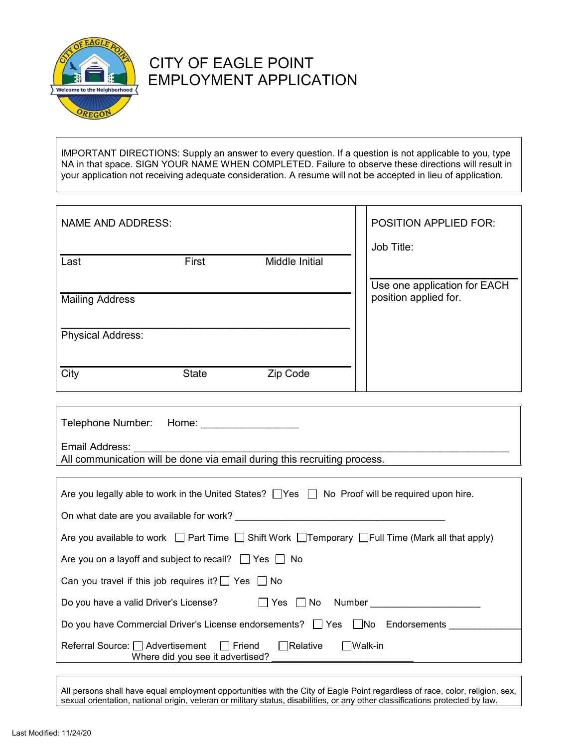# CITY OF EAGLE POINT EMPLOYMENT APPLICATION

IMPORTANT DIRECTIONS: Supply an answer to every question. If a question is not applicable to you, type NA in that space. SIGN YOUR NAME WHEN COMPLETED. Failure to observe these directions will result in your application not receiving adequate consideration. A resume will not be accepted in lieu of application.

| NAME AND ADDRESS: | | | POSITION APPLIED FOR: |
|---|---|---|---|
| | | | Job Title: |
| Last | First | Middle Initial | Use one application for EACH position applied for. |
| Mailing Address | | | |
| Physical Address: | | | |
| City | State | Zip Code | |

Telephone Number: Home: _________________

Email Address: ___________________________________________________________________
All communication will be done via email during this recruiting process.

Are you legally able to work in the United States? ☐ Yes ☐ No Proof will be required upon hire.

On what date are you available for work? ________________________________________

Are you available to work ☐ Part Time ☐ Shift Work ☐ Temporary ☐ Full Time (Mark all that apply)

Are you on a layoff and subject to recall? ☐ Yes ☐ No

Can you travel if this job requires it? ☐ Yes ☐ No

Do you have a valid Driver's License? ☐ Yes ☐ No Number ____________________

Do you have Commercial Driver's License endorsements? ☐ Yes ☐ No Endorsements _____________

Referral Source: ☐ Advertisement ☐ Friend ☐ Relative ☐ Walk-in
Where did you see it advertised? __________________________

All persons shall have equal employment opportunities with the City of Eagle Point regardless of race, color, religion, sex, sexual orientation, national origin, veteran or military status, disabilities, or any other classifications protected by law.

Last Modified: 11/24/20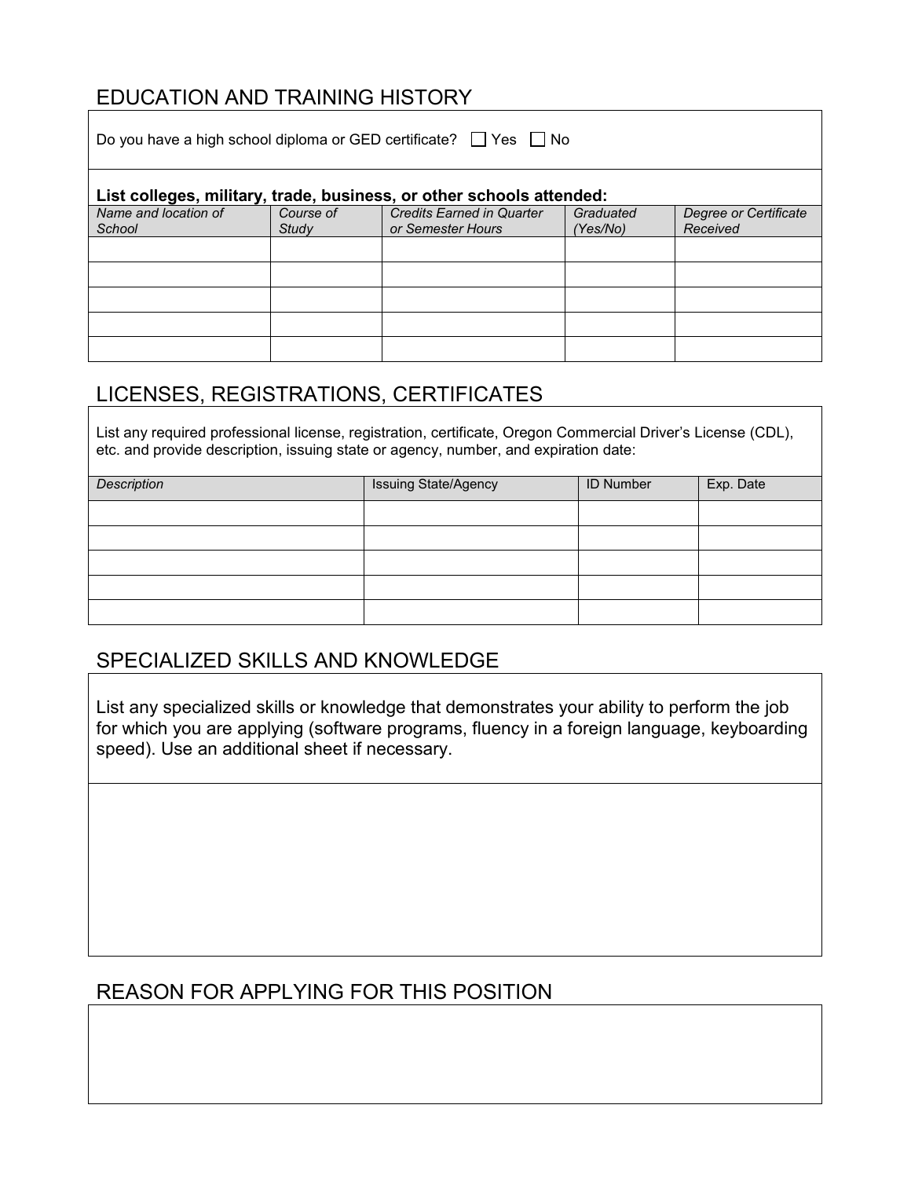## EDUCATION AND TRAINING HISTORY

Do you have a high school diploma or GED certificate? ☐ Yes ☐ No

**List colleges, military, trade, business, or other schools attended:**

| *Name and location of School* | *Course of Study* | *Credits Earned in Quarter or Semester Hours* | *Graduated (Yes/No)* | *Degree or Certificate Received* |
|---|---|---|---|---|
| | | | | |
| | | | | |
| | | | | |
| | | | | |
| | | | | |

## LICENSES, REGISTRATIONS, CERTIFICATES

List any required professional license, registration, certificate, Oregon Commercial Driver's License (CDL), etc. and provide description, issuing state or agency, number, and expiration date:

| *Description* | Issuing State/Agency | ID Number | Exp. Date |
|---|---|---|---|
| | | | |
| | | | |
| | | | |
| | | | |
| | | | |

## SPECIALIZED SKILLS AND KNOWLEDGE

List any specialized skills or knowledge that demonstrates your ability to perform the job for which you are applying (software programs, fluency in a foreign language, keyboarding speed). Use an additional sheet if necessary.

## REASON FOR APPLYING FOR THIS POSITION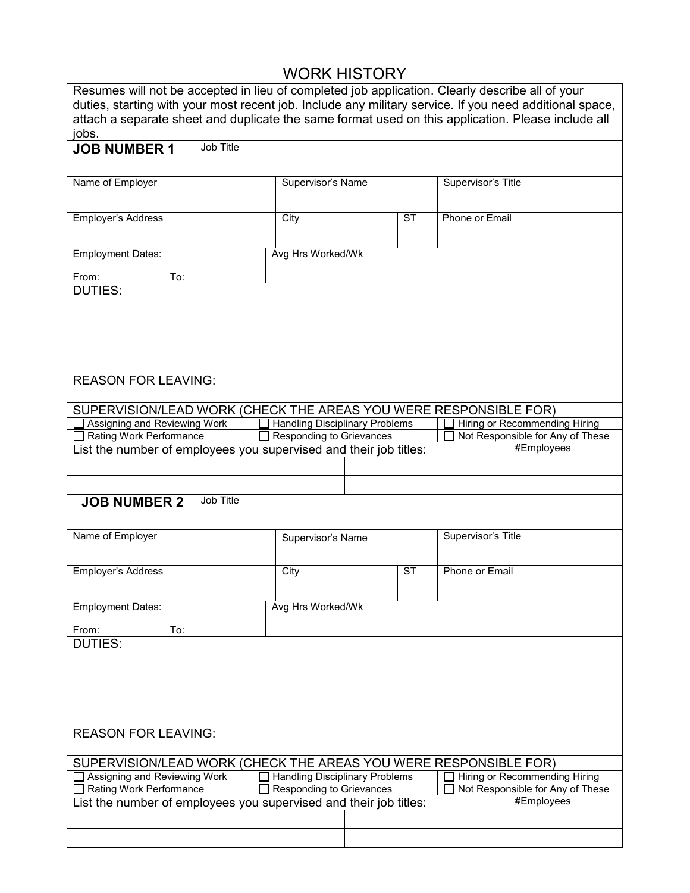# WORK HISTORY

Resumes will not be accepted in lieu of completed job application. Clearly describe all of your duties, starting with your most recent job. Include any military service. If you need additional space, attach a separate sheet and duplicate the same format used on this application. Please include all jobs.

## JOB NUMBER 1

| Job Title | | | |
|---|---|---|---|
| Name of Employer | Supervisor's Name | | Supervisor's Title |
| Employer's Address | City | ST | Phone or Email |
| Employment Dates: From: To: | Avg Hrs Worked/Wk | | |

DUTIES:

REASON FOR LEAVING:

SUPERVISION/LEAD WORK (CHECK THE AREAS YOU WERE RESPONSIBLE FOR)

| | | |
|---|---|---|
| ☐ Assigning and Reviewing Work | ☐ Handling Disciplinary Problems | ☐ Hiring or Recommending Hiring |
| ☐ Rating Work Performance | ☐ Responding to Grievances | ☐ Not Responsible for Any of These |

| List the number of employees you supervised and their job titles: | #Employees |
|---|---|
| | |
| | |

## JOB NUMBER 2

| Job Title | | | |
|---|---|---|---|
| Name of Employer | Supervisor's Name | | Supervisor's Title |
| Employer's Address | City | ST | Phone or Email |
| Employment Dates: From: To: | Avg Hrs Worked/Wk | | |

DUTIES:

REASON FOR LEAVING:

SUPERVISION/LEAD WORK (CHECK THE AREAS YOU WERE RESPONSIBLE FOR)

| | | |
|---|---|---|
| ☐ Assigning and Reviewing Work | ☐ Handling Disciplinary Problems | ☐ Hiring or Recommending Hiring |
| ☐ Rating Work Performance | ☐ Responding to Grievances | ☐ Not Responsible for Any of These |

| List the number of employees you supervised and their job titles: | #Employees |
|---|---|
| | |
| | |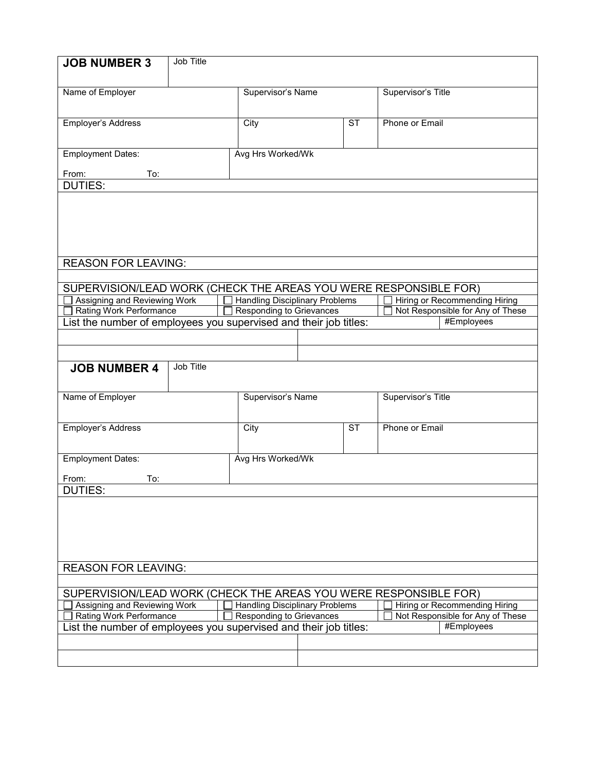## JOB NUMBER 3

| Job Title | | | |
|---|---|---|---|
| Name of Employer | Supervisor's Name | | Supervisor's Title |
| Employer's Address | City | ST | Phone or Email |
| Employment Dates: From: To: | Avg Hrs Worked/Wk | | |

DUTIES:

REASON FOR LEAVING:

SUPERVISION/LEAD WORK (CHECK THE AREAS YOU WERE RESPONSIBLE FOR)

- ☐ Assigning and Reviewing Work
- ☐ Handling Disciplinary Problems
- ☐ Hiring or Recommending Hiring
- ☐ Rating Work Performance
- ☐ Responding to Grievances
- ☐ Not Responsible for Any of These

| List the number of employees you supervised and their job titles: | #Employees |
|---|---|
| | |
| | |

## JOB NUMBER 4

| Job Title | | | |
|---|---|---|---|
| Name of Employer | Supervisor's Name | | Supervisor's Title |
| Employer's Address | City | ST | Phone or Email |
| Employment Dates: From: To: | Avg Hrs Worked/Wk | | |

DUTIES:

REASON FOR LEAVING:

SUPERVISION/LEAD WORK (CHECK THE AREAS YOU WERE RESPONSIBLE FOR)

- ☐ Assigning and Reviewing Work
- ☐ Handling Disciplinary Problems
- ☐ Hiring or Recommending Hiring
- ☐ Rating Work Performance
- ☐ Responding to Grievances
- ☐ Not Responsible for Any of These

| List the number of employees you supervised and their job titles: | #Employees |
|---|---|
| | |
| | |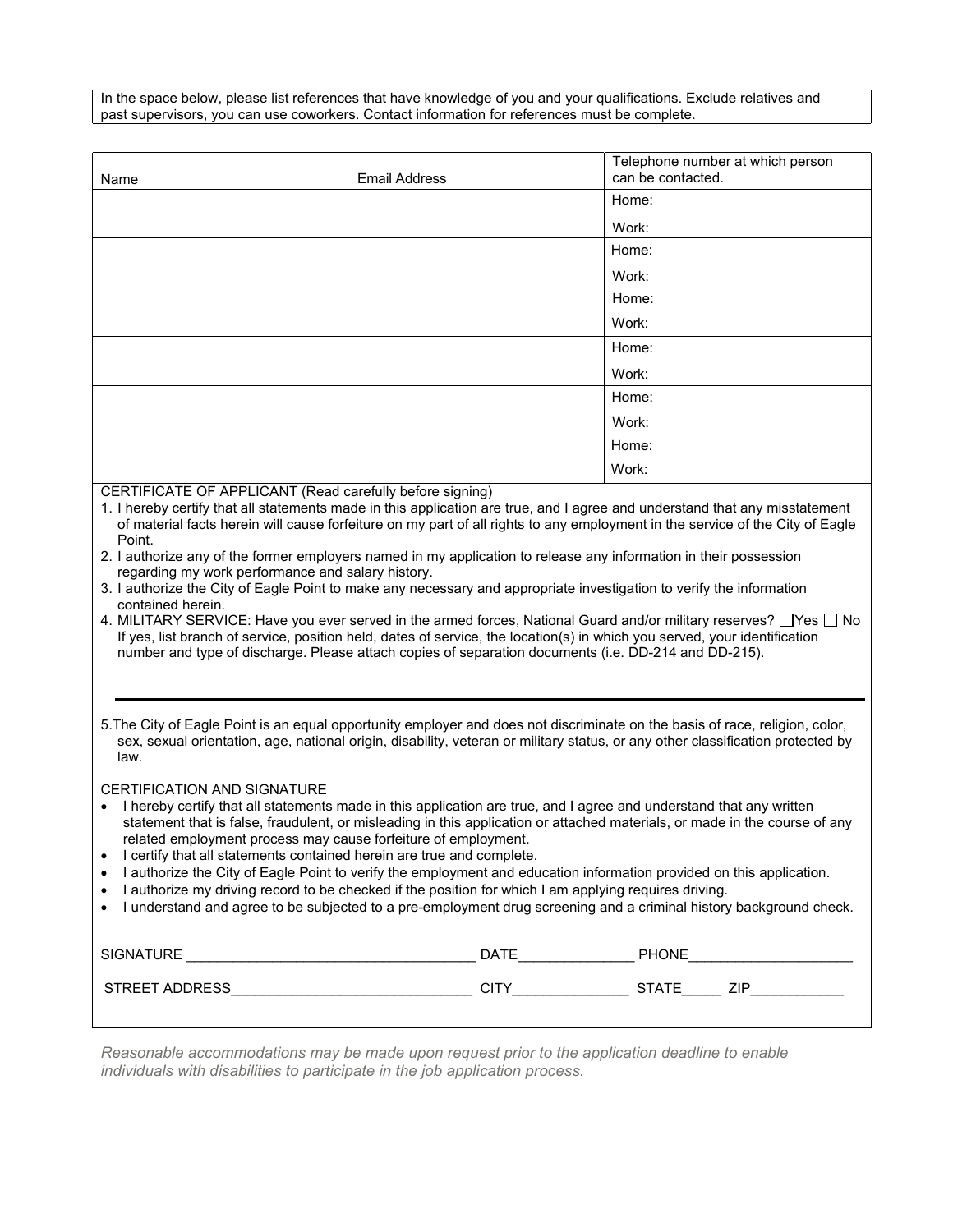In the space below, please list references that have knowledge of you and your qualifications. Exclude relatives and past supervisors, you can use coworkers. Contact information for references must be complete.

| Name | Email Address | Telephone number at which person can be contacted. |
|---|---|---|
| | | Home:<br>Work: |
| | | Home:<br>Work: |
| | | Home:<br>Work: |
| | | Home:<br>Work: |
| | | Home:<br>Work: |
| | | Home:<br>Work: |

CERTIFICATE OF APPLICANT (Read carefully before signing)

1. I hereby certify that all statements made in this application are true, and I agree and understand that any misstatement of material facts herein will cause forfeiture on my part of all rights to any employment in the service of the City of Eagle Point.
2. I authorize any of the former employers named in my application to release any information in their possession regarding my work performance and salary history.
3. I authorize the City of Eagle Point to make any necessary and appropriate investigation to verify the information contained herein.
4. MILITARY SERVICE: Have you ever served in the armed forces, National Guard and/or military reserves? ☐ Yes ☐ No
   If yes, list branch of service, position held, dates of service, the location(s) in which you served, your identification number and type of discharge. Please attach copies of separation documents (i.e. DD-214 and DD-215).

   ______________________________________________________________________

5. The City of Eagle Point is an equal opportunity employer and does not discriminate on the basis of race, religion, color, sex, sexual orientation, age, national origin, disability, veteran or military status, or any other classification protected by law.

CERTIFICATION AND SIGNATURE

- I hereby certify that all statements made in this application are true, and I agree and understand that any written statement that is false, fraudulent, or misleading in this application or attached materials, or made in the course of any related employment process may cause forfeiture of employment.
- I certify that all statements contained herein are true and complete.
- I authorize the City of Eagle Point to verify the employment and education information provided on this application.
- I authorize my driving record to be checked if the position for which I am applying requires driving.
- I understand and agree to be subjected to a pre-employment drug screening and a criminal history background check.

SIGNATURE ____________________________________ DATE______________ PHONE____________________

STREET ADDRESS______________________________ CITY______________ STATE_____ ZIP___________

*Reasonable accommodations may be made upon request prior to the application deadline to enable individuals with disabilities to participate in the job application process.*